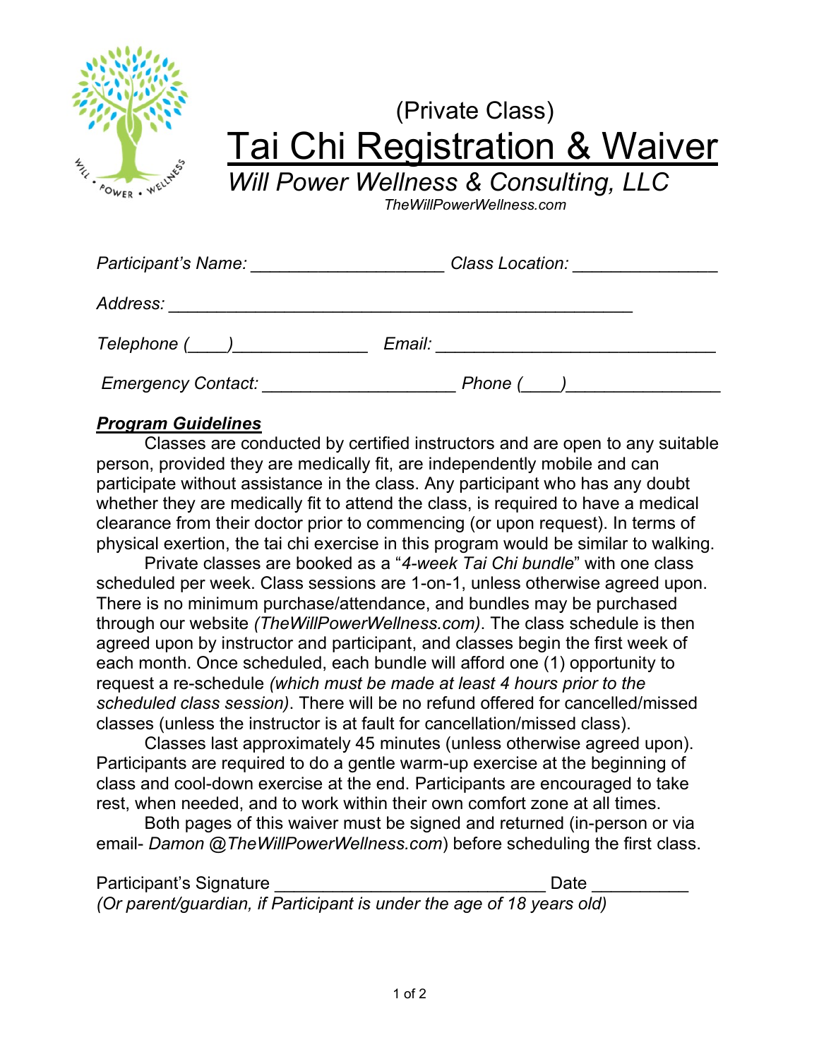(Private Class)

# Tai Chi Registration & Waiver

## *Will Power Wellness & Consulting, LLC*

*TheWillPowerWellness.com*

*Participant's Name:* ____________________ *Class Location:* _______________

*Address:* __________________________________________________

*Telephone (____)*______________ *Email:* ______________________________

*Emergency Contact:* ____________________ *Phone (____)*________________

***Program Guidelines***

Classes are conducted by certified instructors and are open to any suitable person, provided they are medically fit, are independently mobile and can participate without assistance in the class. Any participant who has any doubt whether they are medically fit to attend the class, is required to have a medical clearance from their doctor prior to commencing (or upon request). In terms of physical exertion, the tai chi exercise in this program would be similar to walking.

Private classes are booked as a "*4-week Tai Chi bundle*" with one class scheduled per week. Class sessions are 1-on-1, unless otherwise agreed upon. There is no minimum purchase/attendance, and bundles may be purchased through our website *(TheWillPowerWellness.com)*. The class schedule is then agreed upon by instructor and participant, and classes begin the first week of each month. Once scheduled, each bundle will afford one (1) opportunity to request a re-schedule *(which must be made at least 4 hours prior to the scheduled class session)*. There will be no refund offered for cancelled/missed classes (unless the instructor is at fault for cancellation/missed class).

Classes last approximately 45 minutes (unless otherwise agreed upon). Participants are required to do a gentle warm-up exercise at the beginning of class and cool-down exercise at the end. Participants are encouraged to take rest, when needed, and to work within their own comfort zone at all times.

Both pages of this waiver must be signed and returned (in-person or via email- *Damon @TheWillPowerWellness.com*) before scheduling the first class.

Participant's Signature ____________________________ Date __________
*(Or parent/guardian, if Participant is under the age of 18 years old)*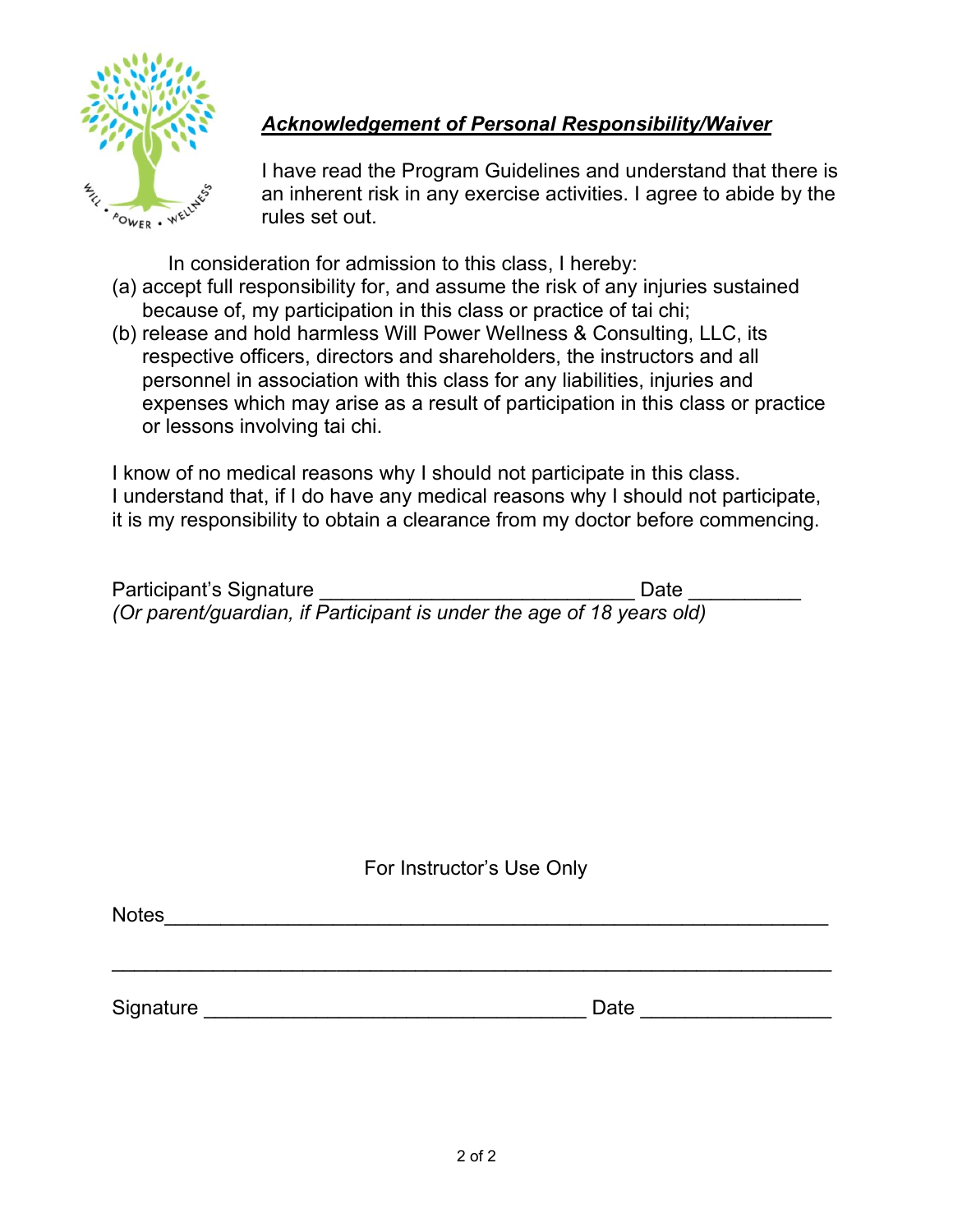## ***Acknowledgement of Personal Responsibility/Waiver***

I have read the Program Guidelines and understand that there is an inherent risk in any exercise activities. I agree to abide by the rules set out.

In consideration for admission to this class, I hereby:

(a) accept full responsibility for, and assume the risk of any injuries sustained because of, my participation in this class or practice of tai chi;

(b) release and hold harmless Will Power Wellness & Consulting, LLC, its respective officers, directors and shareholders, the instructors and all personnel in association with this class for any liabilities, injuries and expenses which may arise as a result of participation in this class or practice or lessons involving tai chi.

I know of no medical reasons why I should not participate in this class.
I understand that, if I do have any medical reasons why I should not participate, it is my responsibility to obtain a clearance from my doctor before commencing.

Participant's Signature ____________________________ Date __________
*(Or parent/guardian, if Participant is under the age of 18 years old)*

For Instructor's Use Only

Notes___________________________________________________________

________________________________________________________________

Signature __________________________________ Date _________________